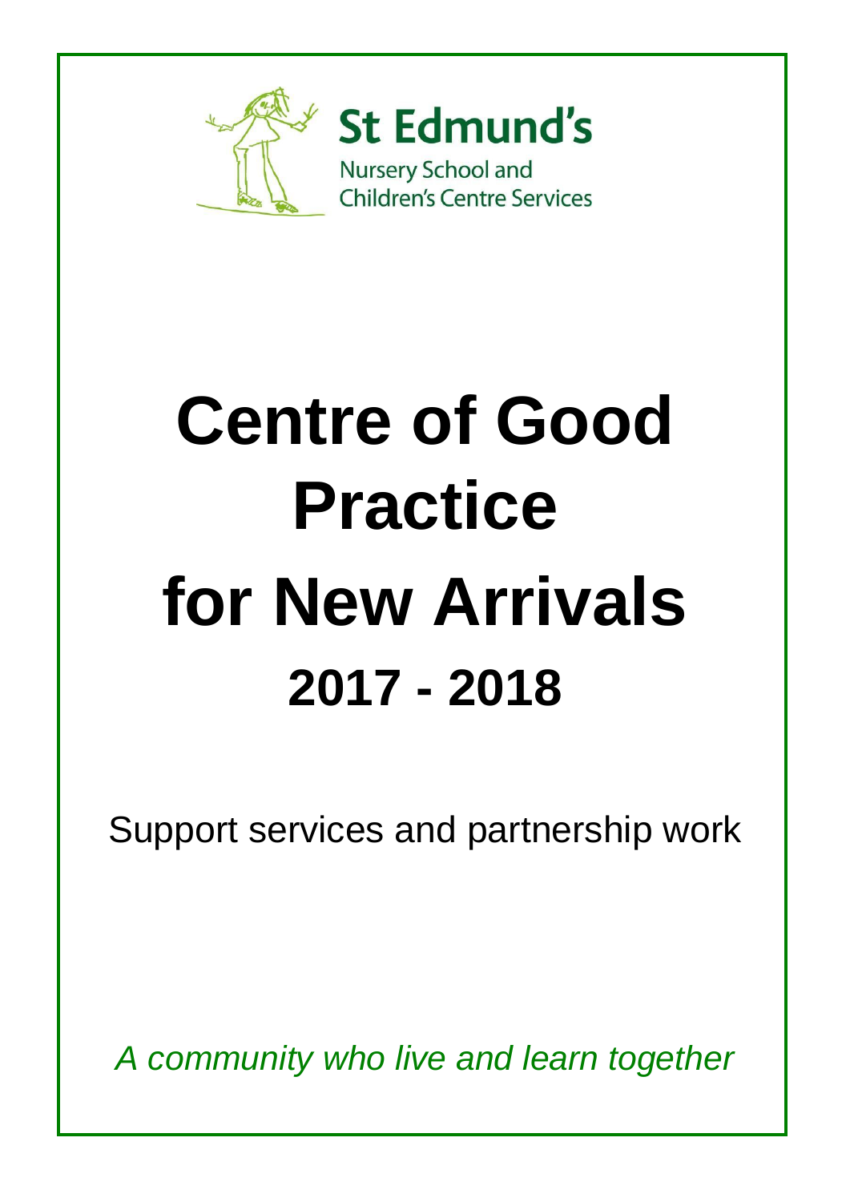St Edmund's

Nursery School and Children's Centre Services

# Centre of Good Practice for New Arrivals

## 2017 - 2018

Support services and partnership work

*A community who live and learn together*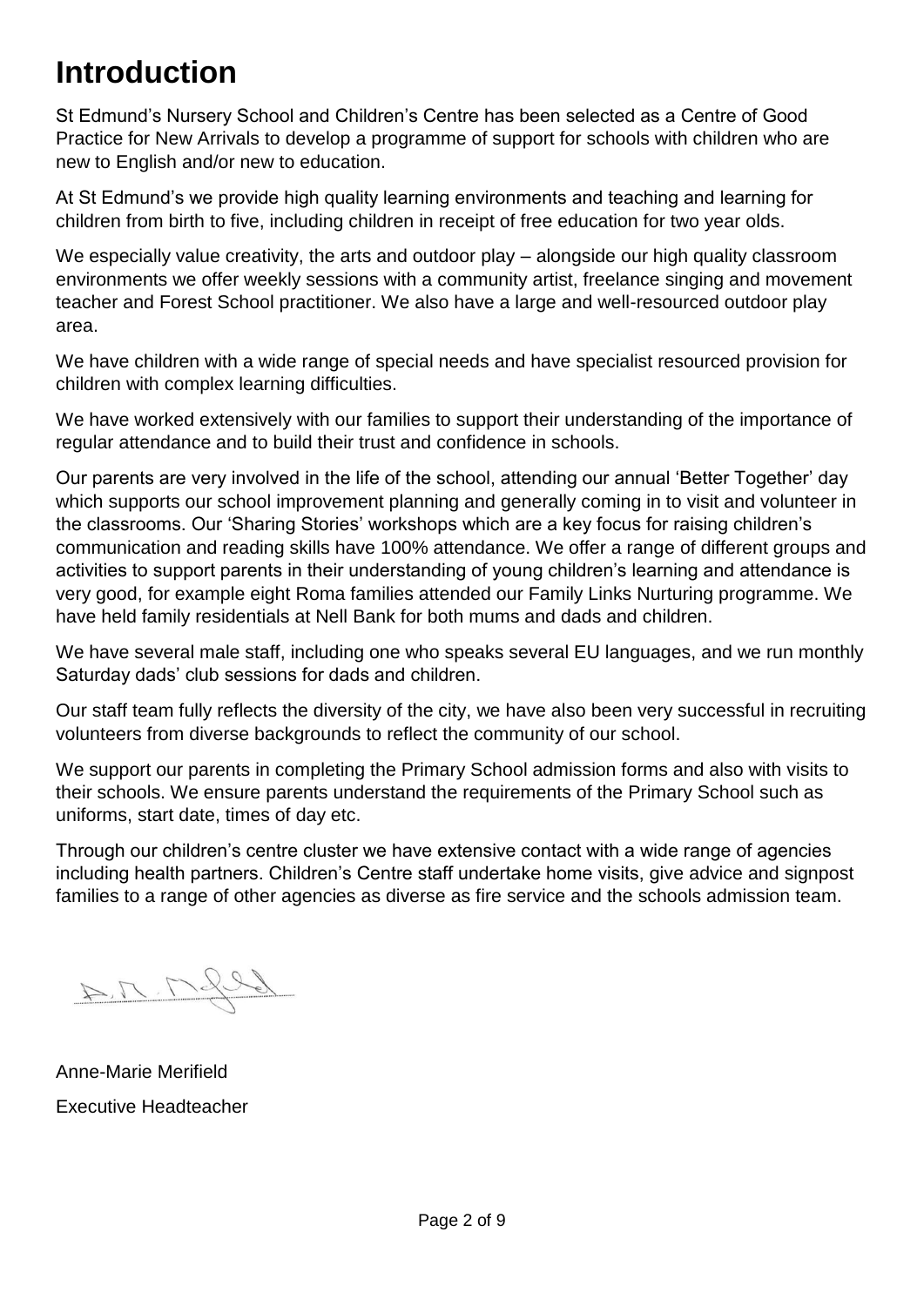# Introduction

St Edmund's Nursery School and Children's Centre has been selected as a Centre of Good Practice for New Arrivals to develop a programme of support for schools with children who are new to English and/or new to education.

At St Edmund's we provide high quality learning environments and teaching and learning for children from birth to five, including children in receipt of free education for two year olds.

We especially value creativity, the arts and outdoor play – alongside our high quality classroom environments we offer weekly sessions with a community artist, freelance singing and movement teacher and Forest School practitioner. We also have a large and well-resourced outdoor play area.

We have children with a wide range of special needs and have specialist resourced provision for children with complex learning difficulties.

We have worked extensively with our families to support their understanding of the importance of regular attendance and to build their trust and confidence in schools.

Our parents are very involved in the life of the school, attending our annual 'Better Together' day which supports our school improvement planning and generally coming in to visit and volunteer in the classrooms. Our 'Sharing Stories' workshops which are a key focus for raising children's communication and reading skills have 100% attendance. We offer a range of different groups and activities to support parents in their understanding of young children's learning and attendance is very good, for example eight Roma families attended our Family Links Nurturing programme. We have held family residentials at Nell Bank for both mums and dads and children.

We have several male staff, including one who speaks several EU languages, and we run monthly Saturday dads' club sessions for dads and children.

Our staff team fully reflects the diversity of the city, we have also been very successful in recruiting volunteers from diverse backgrounds to reflect the community of our school.

We support our parents in completing the Primary School admission forms and also with visits to their schools. We ensure parents understand the requirements of the Primary School such as uniforms, start date, times of day etc.

Through our children's centre cluster we have extensive contact with a wide range of agencies including health partners. Children's Centre staff undertake home visits, give advice and signpost families to a range of other agencies as diverse as fire service and the schools admission team.

Anne-Marie Merifield

Executive Headteacher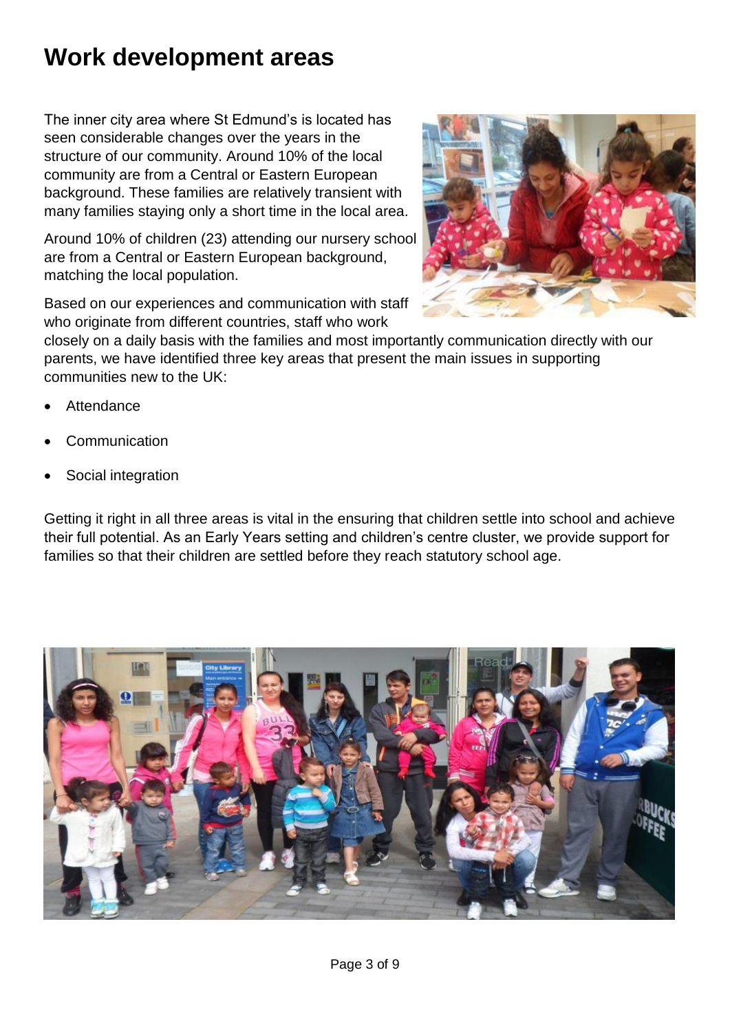# Work development areas

The inner city area where St Edmund's is located has seen considerable changes over the years in the structure of our community. Around 10% of the local community are from a Central or Eastern European background. These families are relatively transient with many families staying only a short time in the local area.

Around 10% of children (23) attending our nursery school are from a Central or Eastern European background, matching the local population.

Based on our experiences and communication with staff who originate from different countries, staff who work closely on a daily basis with the families and most importantly communication directly with our parents, we have identified three key areas that present the main issues in supporting communities new to the UK:

- Attendance
- Communication
- Social integration

Getting it right in all three areas is vital in the ensuring that children settle into school and achieve their full potential. As an Early Years setting and children's centre cluster, we provide support for families so that their children are settled before they reach statutory school age.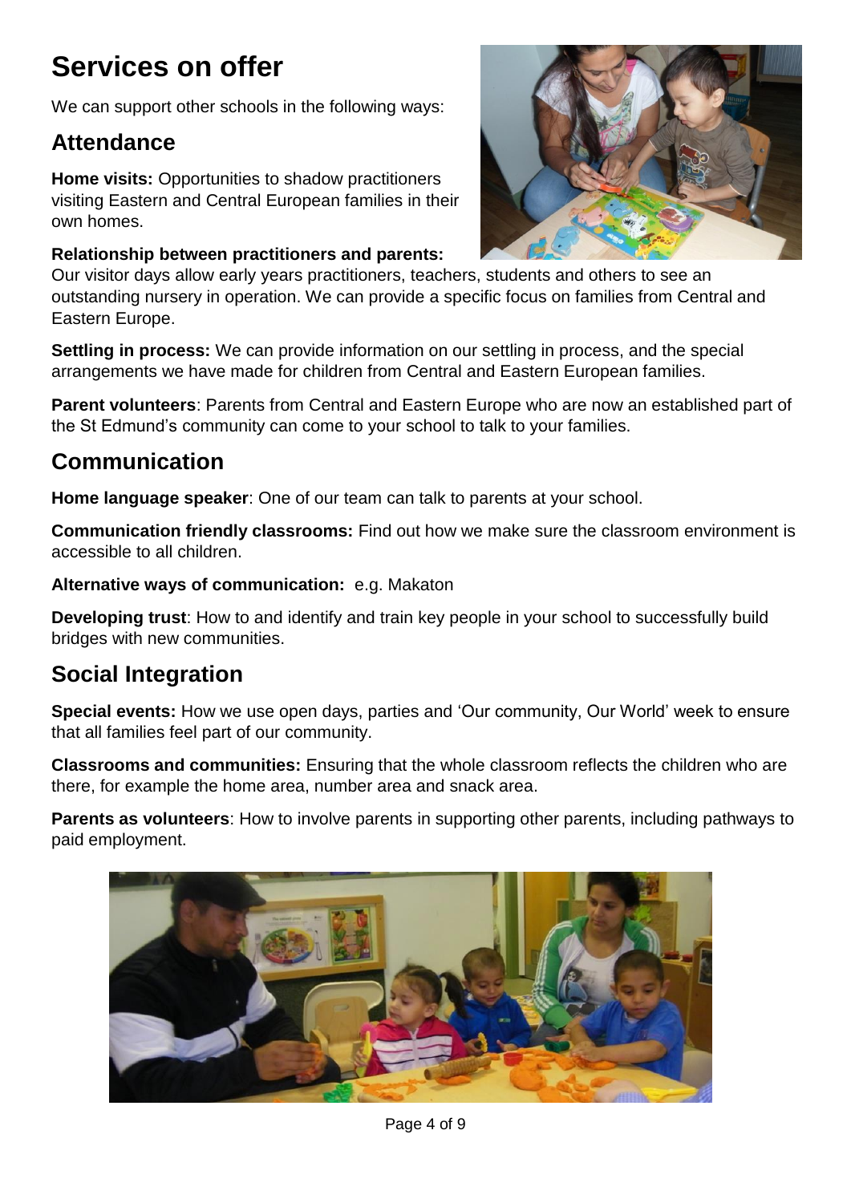# Services on offer

We can support other schools in the following ways:

## Attendance

**Home visits:** Opportunities to shadow practitioners visiting Eastern and Central European families in their own homes.

**Relationship between practitioners and parents:** Our visitor days allow early years practitioners, teachers, students and others to see an outstanding nursery in operation. We can provide a specific focus on families from Central and Eastern Europe.

**Settling in process:** We can provide information on our settling in process, and the special arrangements we have made for children from Central and Eastern European families.

**Parent volunteers**: Parents from Central and Eastern Europe who are now an established part of the St Edmund's community can come to your school to talk to your families.

## Communication

**Home language speaker**: One of our team can talk to parents at your school.

**Communication friendly classrooms:** Find out how we make sure the classroom environment is accessible to all children.

**Alternative ways of communication:** e.g. Makaton

**Developing trust**: How to and identify and train key people in your school to successfully build bridges with new communities.

## Social Integration

**Special events:** How we use open days, parties and 'Our community, Our World' week to ensure that all families feel part of our community.

**Classrooms and communities:** Ensuring that the whole classroom reflects the children who are there, for example the home area, number area and snack area.

**Parents as volunteers**: How to involve parents in supporting other parents, including pathways to paid employment.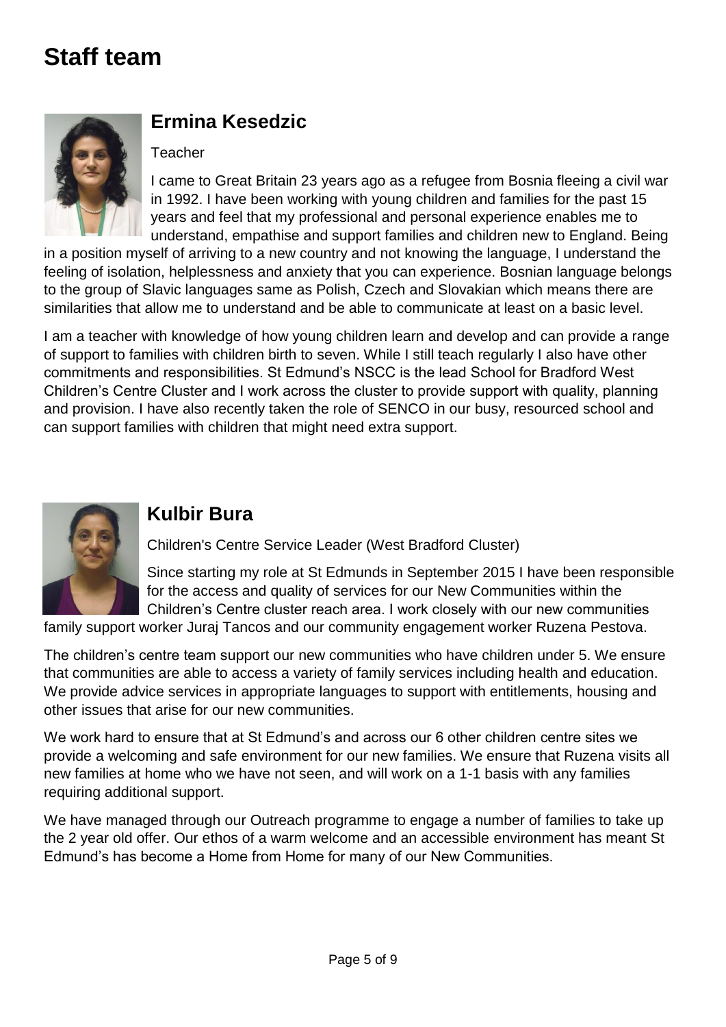# Staff team

## Ermina Kesedzic

Teacher

I came to Great Britain 23 years ago as a refugee from Bosnia fleeing a civil war in 1992. I have been working with young children and families for the past 15 years and feel that my professional and personal experience enables me to understand, empathise and support families and children new to England. Being in a position myself of arriving to a new country and not knowing the language, I understand the feeling of isolation, helplessness and anxiety that you can experience. Bosnian language belongs to the group of Slavic languages same as Polish, Czech and Slovakian which means there are similarities that allow me to understand and be able to communicate at least on a basic level.

I am a teacher with knowledge of how young children learn and develop and can provide a range of support to families with children birth to seven. While I still teach regularly I also have other commitments and responsibilities. St Edmund's NSCC is the lead School for Bradford West Children's Centre Cluster and I work across the cluster to provide support with quality, planning and provision. I have also recently taken the role of SENCO in our busy, resourced school and can support families with children that might need extra support.

## Kulbir Bura

Children's Centre Service Leader (West Bradford Cluster)

Since starting my role at St Edmunds in September 2015 I have been responsible for the access and quality of services for our New Communities within the Children's Centre cluster reach area. I work closely with our new communities family support worker Juraj Tancos and our community engagement worker Ruzena Pestova.

The children's centre team support our new communities who have children under 5. We ensure that communities are able to access a variety of family services including health and education. We provide advice services in appropriate languages to support with entitlements, housing and other issues that arise for our new communities.

We work hard to ensure that at St Edmund's and across our 6 other children centre sites we provide a welcoming and safe environment for our new families. We ensure that Ruzena visits all new families at home who we have not seen, and will work on a 1-1 basis with any families requiring additional support.

We have managed through our Outreach programme to engage a number of families to take up the 2 year old offer. Our ethos of a warm welcome and an accessible environment has meant St Edmund's has become a Home from Home for many of our New Communities.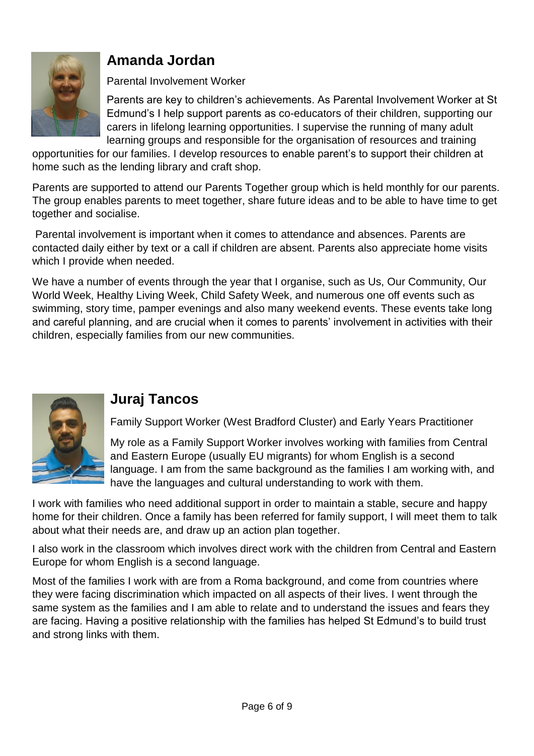## Amanda Jordan

Parental Involvement Worker

Parents are key to children's achievements. As Parental Involvement Worker at St Edmund's I help support parents as co-educators of their children, supporting our carers in lifelong learning opportunities. I supervise the running of many adult learning groups and responsible for the organisation of resources and training opportunities for our families. I develop resources to enable parent's to support their children at home such as the lending library and craft shop.

Parents are supported to attend our Parents Together group which is held monthly for our parents. The group enables parents to meet together, share future ideas and to be able to have time to get together and socialise.

Parental involvement is important when it comes to attendance and absences. Parents are contacted daily either by text or a call if children are absent. Parents also appreciate home visits which I provide when needed.

We have a number of events through the year that I organise, such as Us, Our Community, Our World Week, Healthy Living Week, Child Safety Week, and numerous one off events such as swimming, story time, pamper evenings and also many weekend events. These events take long and careful planning, and are crucial when it comes to parents' involvement in activities with their children, especially families from our new communities.

## Juraj Tancos

Family Support Worker (West Bradford Cluster) and Early Years Practitioner

My role as a Family Support Worker involves working with families from Central and Eastern Europe (usually EU migrants) for whom English is a second language. I am from the same background as the families I am working with, and have the languages and cultural understanding to work with them.

I work with families who need additional support in order to maintain a stable, secure and happy home for their children. Once a family has been referred for family support, I will meet them to talk about what their needs are, and draw up an action plan together.

I also work in the classroom which involves direct work with the children from Central and Eastern Europe for whom English is a second language.

Most of the families I work with are from a Roma background, and come from countries where they were facing discrimination which impacted on all aspects of their lives. I went through the same system as the families and I am able to relate and to understand the issues and fears they are facing. Having a positive relationship with the families has helped St Edmund's to build trust and strong links with them.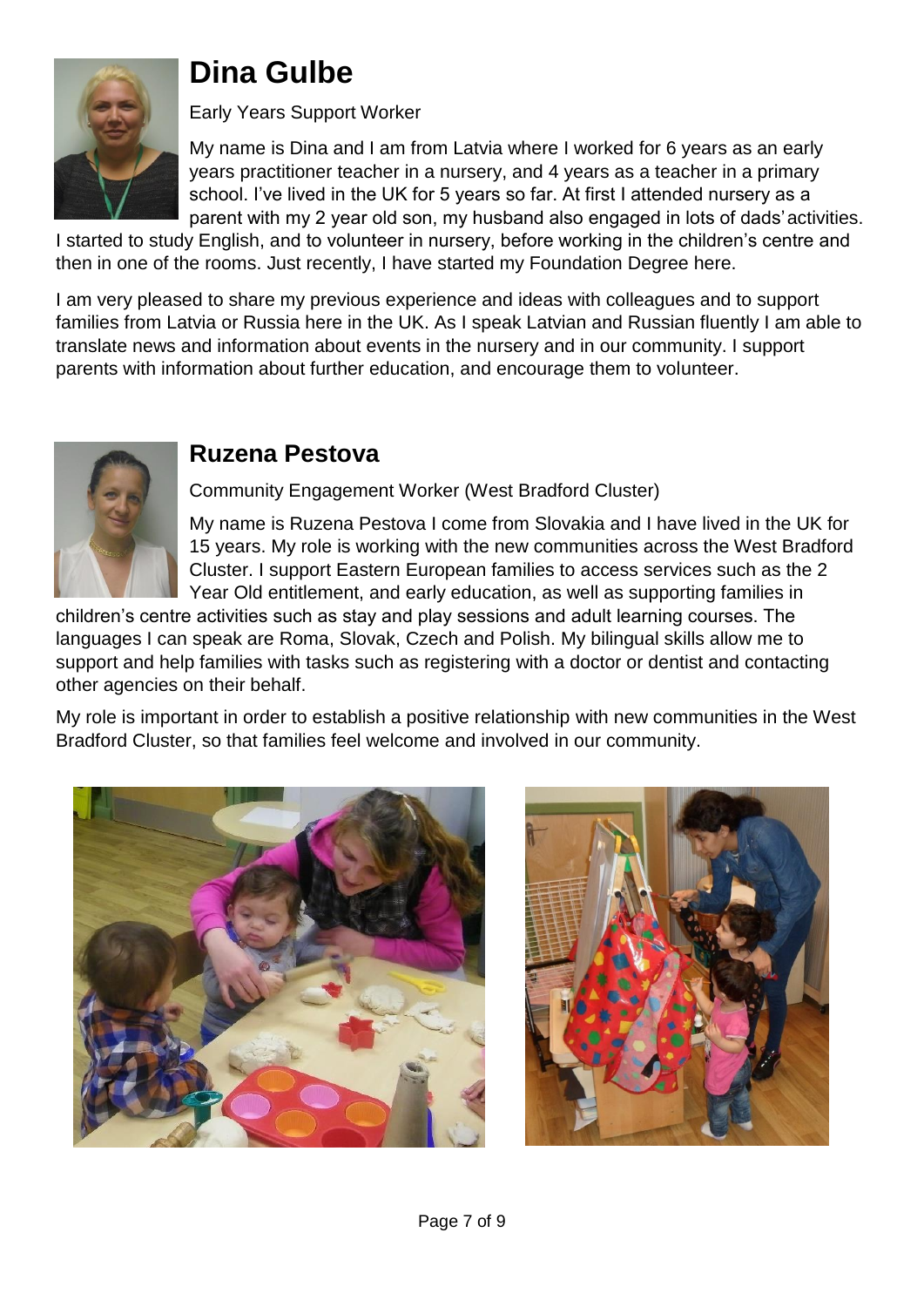# Dina Gulbe

Early Years Support Worker

My name is Dina and I am from Latvia where I worked for 6 years as an early years practitioner teacher in a nursery, and 4 years as a teacher in a primary school. I've lived in the UK for 5 years so far. At first I attended nursery as a parent with my 2 year old son, my husband also engaged in lots of dads' activities. I started to study English, and to volunteer in nursery, before working in the children's centre and then in one of the rooms. Just recently, I have started my Foundation Degree here.

I am very pleased to share my previous experience and ideas with colleagues and to support families from Latvia or Russia here in the UK. As I speak Latvian and Russian fluently I am able to translate news and information about events in the nursery and in our community. I support parents with information about further education, and encourage them to volunteer.

# Ruzena Pestova

Community Engagement Worker (West Bradford Cluster)

My name is Ruzena Pestova I come from Slovakia and I have lived in the UK for 15 years. My role is working with the new communities across the West Bradford Cluster. I support Eastern European families to access services such as the 2 Year Old entitlement, and early education, as well as supporting families in children's centre activities such as stay and play sessions and adult learning courses. The languages I can speak are Roma, Slovak, Czech and Polish. My bilingual skills allow me to support and help families with tasks such as registering with a doctor or dentist and contacting other agencies on their behalf.

My role is important in order to establish a positive relationship with new communities in the West Bradford Cluster, so that families feel welcome and involved in our community.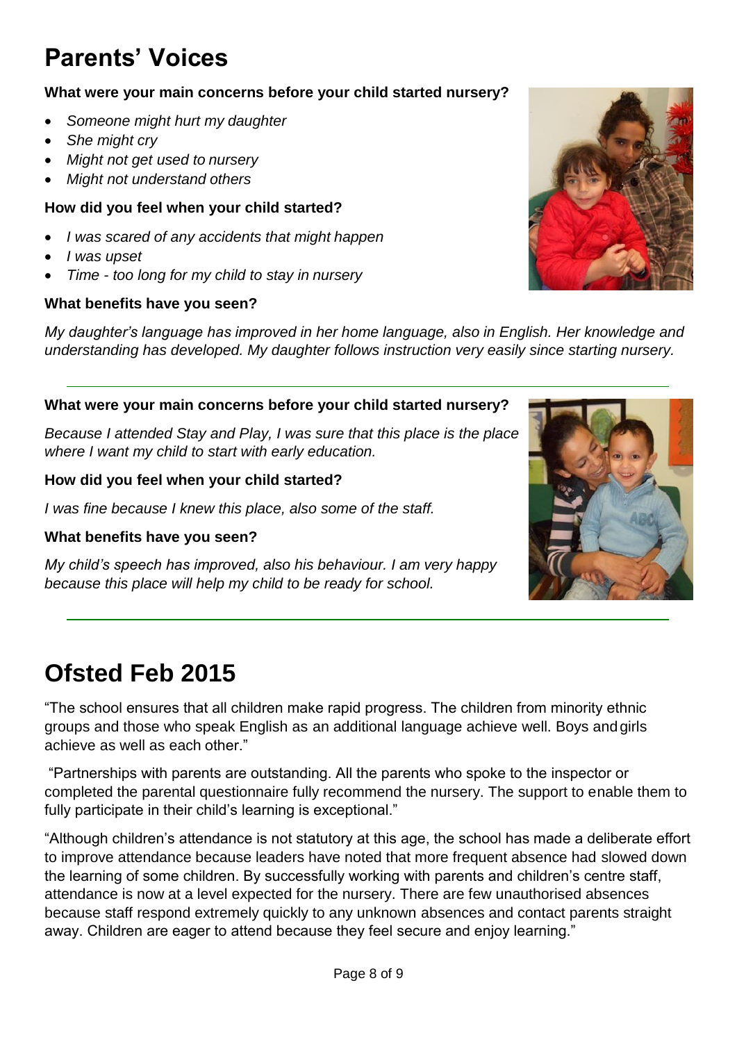# Parents' Voices

**What were your main concerns before your child started nursery?**

- *Someone might hurt my daughter*
- *She might cry*
- *Might not get used to nursery*
- *Might not understand others*

**How did you feel when your child started?**

- *I was scared of any accidents that might happen*
- *I was upset*
- *Time - too long for my child to stay in nursery*

**What benefits have you seen?**

*My daughter's language has improved in her home language, also in English. Her knowledge and understanding has developed. My daughter follows instruction very easily since starting nursery.*

---

**What were your main concerns before your child started nursery?**

*Because I attended Stay and Play, I was sure that this place is the place where I want my child to start with early education.*

**How did you feel when your child started?**

*I was fine because I knew this place, also some of the staff.*

**What benefits have you seen?**

*My child's speech has improved, also his behaviour. I am very happy because this place will help my child to be ready for school.*

---

# Ofsted Feb 2015

"The school ensures that all children make rapid progress. The children from minority ethnic groups and those who speak English as an additional language achieve well. Boys and girls achieve as well as each other."

"Partnerships with parents are outstanding. All the parents who spoke to the inspector or completed the parental questionnaire fully recommend the nursery. The support to enable them to fully participate in their child's learning is exceptional."

"Although children's attendance is not statutory at this age, the school has made a deliberate effort to improve attendance because leaders have noted that more frequent absence had slowed down the learning of some children. By successfully working with parents and children's centre staff, attendance is now at a level expected for the nursery. There are few unauthorised absences because staff respond extremely quickly to any unknown absences and contact parents straight away. Children are eager to attend because they feel secure and enjoy learning."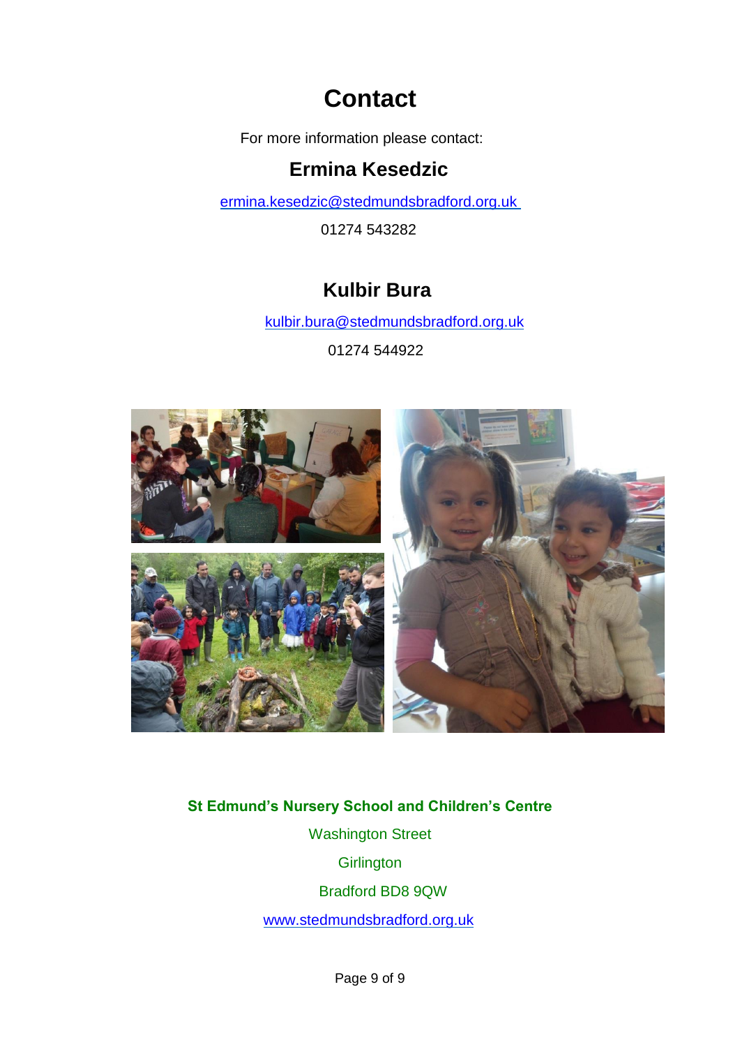# Contact

For more information please contact:

## Ermina Kesedzic

ermina.kesedzic@stedmundsbradford.org.uk

01274 543282

## Kulbir Bura

kulbir.bura@stedmundsbradford.org.uk

01274 544922

**St Edmund's Nursery School and Children's Centre**

Washington Street

Girlington

Bradford BD8 9QW

www.stedmundsbradford.org.uk